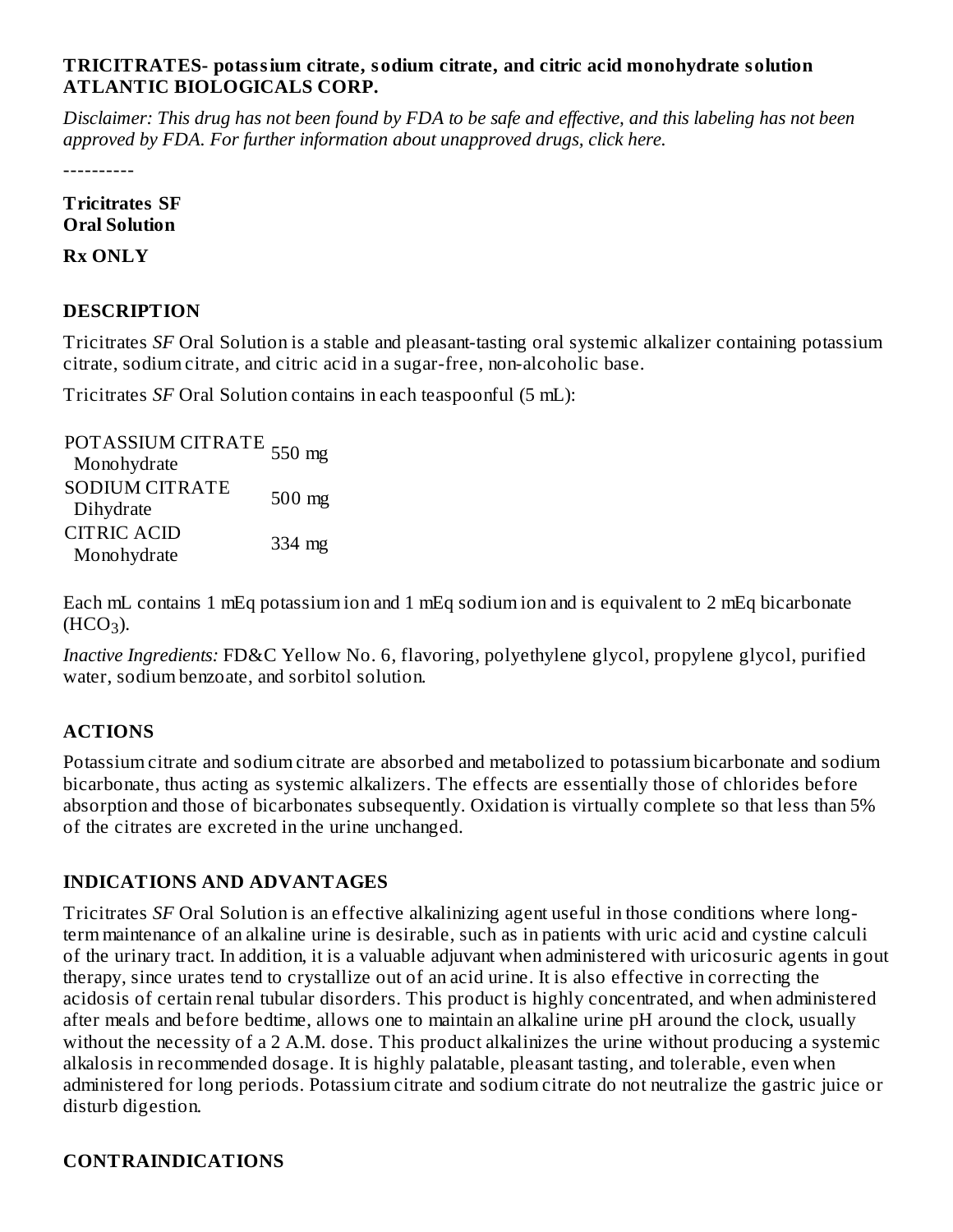**TRICITRATES- potassium citrate, sodium citrate, and citric acid monohydrate solution**
**ATLANTIC BIOLOGICALS CORP.**

*Disclaimer: This drug has not been found by FDA to be safe and effective, and this labeling has not been approved by FDA. For further information about unapproved drugs, click here.*

----------

**Tricitrates SF**
**Oral Solution**

**Rx ONLY**

## DESCRIPTION

Tricitrates *SF* Oral Solution is a stable and pleasant-tasting oral systemic alkalizer containing potassium citrate, sodium citrate, and citric acid in a sugar-free, non-alcoholic base.

Tricitrates *SF* Oral Solution contains in each teaspoonful (5 mL):

| | |
|---|---|
| POTASSIUM CITRATE Monohydrate | 550 mg |
| SODIUM CITRATE Dihydrate | 500 mg |
| CITRIC ACID Monohydrate | 334 mg |

Each mL contains 1 mEq potassium ion and 1 mEq sodium ion and is equivalent to 2 mEq bicarbonate ($HCO_3$).

*Inactive Ingredients:* FD&C Yellow No. 6, flavoring, polyethylene glycol, propylene glycol, purified water, sodium benzoate, and sorbitol solution.

## ACTIONS

Potassium citrate and sodium citrate are absorbed and metabolized to potassium bicarbonate and sodium bicarbonate, thus acting as systemic alkalizers. The effects are essentially those of chlorides before absorption and those of bicarbonates subsequently. Oxidation is virtually complete so that less than 5% of the citrates are excreted in the urine unchanged.

## INDICATIONS AND ADVANTAGES

Tricitrates *SF* Oral Solution is an effective alkalinizing agent useful in those conditions where long-term maintenance of an alkaline urine is desirable, such as in patients with uric acid and cystine calculi of the urinary tract. In addition, it is a valuable adjuvant when administered with uricosuric agents in gout therapy, since urates tend to crystallize out of an acid urine. It is also effective in correcting the acidosis of certain renal tubular disorders. This product is highly concentrated, and when administered after meals and before bedtime, allows one to maintain an alkaline urine pH around the clock, usually without the necessity of a 2 A.M. dose. This product alkalinizes the urine without producing a systemic alkalosis in recommended dosage. It is highly palatable, pleasant tasting, and tolerable, even when administered for long periods. Potassium citrate and sodium citrate do not neutralize the gastric juice or disturb digestion.

## CONTRAINDICATIONS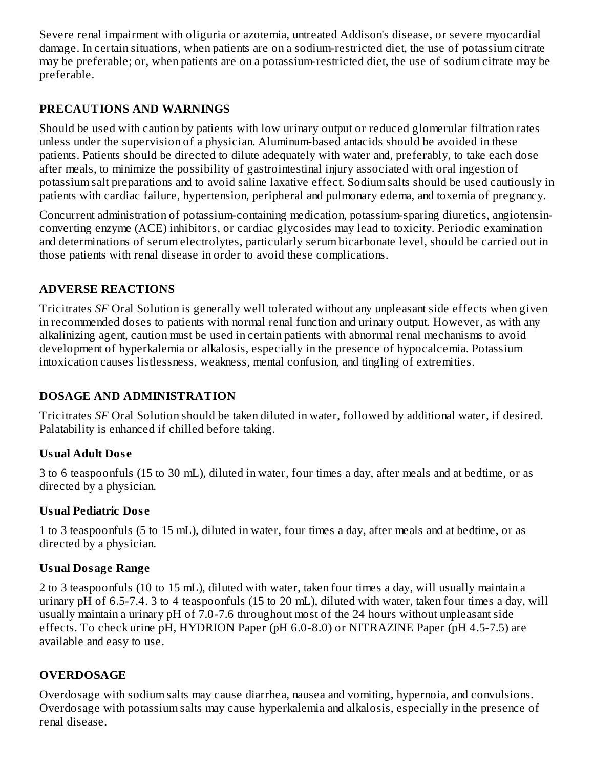Severe renal impairment with oliguria or azotemia, untreated Addison's disease, or severe myocardial damage. In certain situations, when patients are on a sodium-restricted diet, the use of potassium citrate may be preferable; or, when patients are on a potassium-restricted diet, the use of sodium citrate may be preferable.

## PRECAUTIONS AND WARNINGS

Should be used with caution by patients with low urinary output or reduced glomerular filtration rates unless under the supervision of a physician. Aluminum-based antacids should be avoided in these patients. Patients should be directed to dilute adequately with water and, preferably, to take each dose after meals, to minimize the possibility of gastrointestinal injury associated with oral ingestion of potassium salt preparations and to avoid saline laxative effect. Sodium salts should be used cautiously in patients with cardiac failure, hypertension, peripheral and pulmonary edema, and toxemia of pregnancy.

Concurrent administration of potassium-containing medication, potassium-sparing diuretics, angiotensin-converting enzyme (ACE) inhibitors, or cardiac glycosides may lead to toxicity. Periodic examination and determinations of serum electrolytes, particularly serum bicarbonate level, should be carried out in those patients with renal disease in order to avoid these complications.

## ADVERSE REACTIONS

Tricitrates *SF* Oral Solution is generally well tolerated without any unpleasant side effects when given in recommended doses to patients with normal renal function and urinary output. However, as with any alkalinizing agent, caution must be used in certain patients with abnormal renal mechanisms to avoid development of hyperkalemia or alkalosis, especially in the presence of hypocalcemia. Potassium intoxication causes listlessness, weakness, mental confusion, and tingling of extremities.

## DOSAGE AND ADMINISTRATION

Tricitrates *SF* Oral Solution should be taken diluted in water, followed by additional water, if desired. Palatability is enhanced if chilled before taking.

### Usual Adult Dose

3 to 6 teaspoonfuls (15 to 30 mL), diluted in water, four times a day, after meals and at bedtime, or as directed by a physician.

### Usual Pediatric Dose

1 to 3 teaspoonfuls (5 to 15 mL), diluted in water, four times a day, after meals and at bedtime, or as directed by a physician.

### Usual Dosage Range

2 to 3 teaspoonfuls (10 to 15 mL), diluted with water, taken four times a day, will usually maintain a urinary pH of 6.5-7.4. 3 to 4 teaspoonfuls (15 to 20 mL), diluted with water, taken four times a day, will usually maintain a urinary pH of 7.0-7.6 throughout most of the 24 hours without unpleasant side effects. To check urine pH, HYDRION Paper (pH 6.0-8.0) or NITRAZINE Paper (pH 4.5-7.5) are available and easy to use.

## OVERDOSAGE

Overdosage with sodium salts may cause diarrhea, nausea and vomiting, hypernoia, and convulsions. Overdosage with potassium salts may cause hyperkalemia and alkalosis, especially in the presence of renal disease.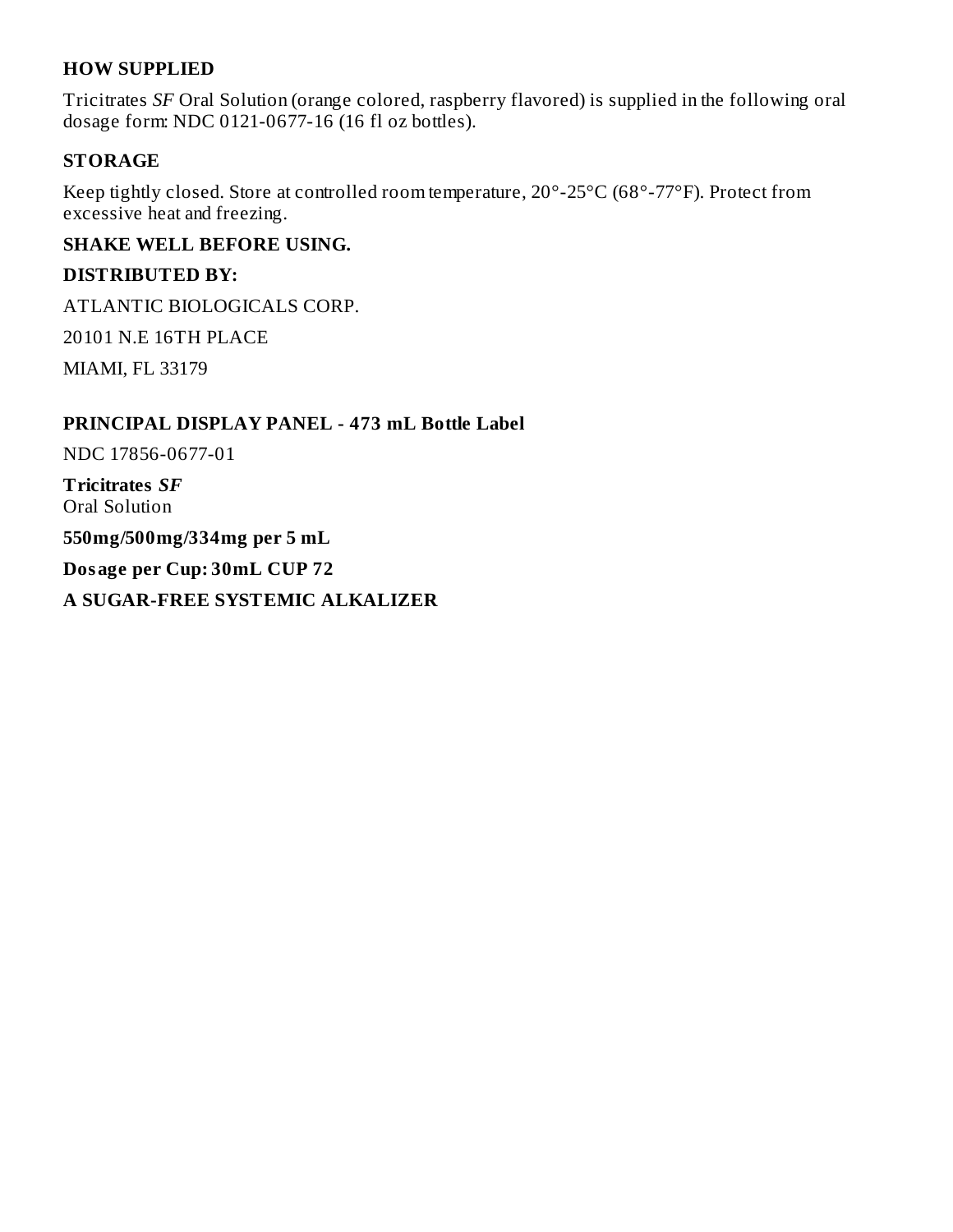## HOW SUPPLIED

Tricitrates *SF* Oral Solution (orange colored, raspberry flavored) is supplied in the following oral dosage form: NDC 0121-0677-16 (16 fl oz bottles).

## STORAGE

Keep tightly closed. Store at controlled room temperature, 20°-25°C (68°-77°F). Protect from excessive heat and freezing.

**SHAKE WELL BEFORE USING.**

**DISTRIBUTED BY:**

ATLANTIC BIOLOGICALS CORP.

20101 N.E 16TH PLACE

MIAMI, FL 33179

## PRINCIPAL DISPLAY PANEL - 473 mL Bottle Label

NDC 17856-0677-01

**Tricitrates *SF***
Oral Solution

**550mg/500mg/334mg per 5 mL**

**Dosage per Cup: 30mL CUP 72**

**A SUGAR-FREE SYSTEMIC ALKALIZER**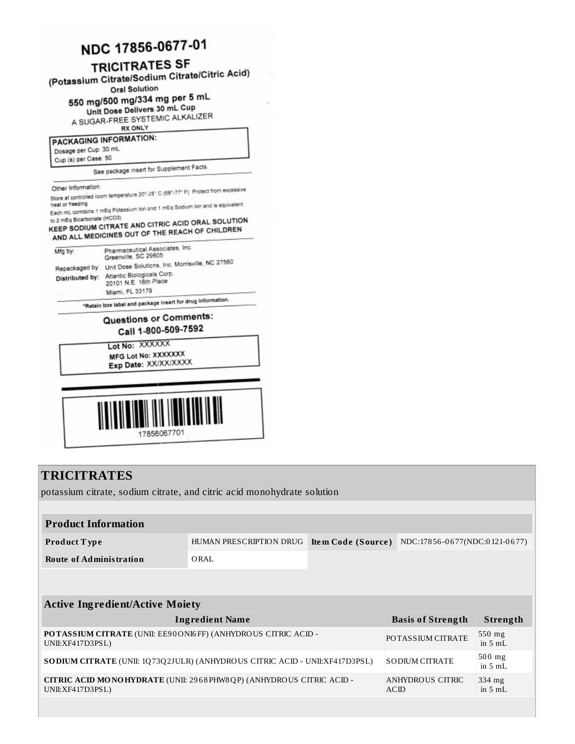NDC 17856-0677-01

**TRICITRATES SF**

(Potassium Citrate/Sodium Citrate/Citric Acid)

Oral Solution

550 mg/500 mg/334 mg per 5 mL

Unit Dose Delivers 30 mL Cup

A SUGAR-FREE SYSTEMIC ALKALIZER

RX ONLY

**PACKAGING INFORMATION:**

Dosage per Cup: 30 mL

Cup (s) per Case: 50

See package insert for Supplement Facts.

Other Information:

Store at controlled room temperature 20°-25° C (68°-77° F). Protect from excessive heat or freezing.

Each mL contains 1 mEq Potassium Ion and 1 mEq Sodium Ion and is equivalent to 2 mEq Bicarbonate (HCO3)

KEEP SODIUM CITRATE AND CITRIC ACID ORAL SOLUTION AND ALL MEDICINES OUT OF THE REACH OF CHILDREN

Mfg by: Pharmaceutical Associates, Inc. Greenville, SC 29605

Repackaged by: Unit Dose Solutions, Inc. Morrisville, NC 27560

Distributed by: Atlantic Biologicals Corp. 20101 N.E. 16th Place Miami, FL 33179

*Retain box label and package insert for drug information.

**Questions or Comments:**

**Call 1-800-509-7592**

Lot No: XXXXXX

MFG Lot No: XXXXXXX

Exp Date: XX/XX/XXXX

17856067701

## TRICITRATES

potassium citrate, sodium citrate, and citric acid monohydrate solution

| **Product Information** | | | |
|---|---|---|---|
| **Product Type** | HUMAN PRESCRIPTION DRUG | **Item Code (Source)** | NDC:17856-0677(NDC:0121-0677) |
| **Route of Administration** | ORAL | | |

| **Active Ingredient/Active Moiety** | | |
|---|---|---|
| **Ingredient Name** | **Basis of Strength** | **Strength** |
| **POTASSIUM CITRATE** (UNII: EE90ONI6FF) (ANHYDROUS CITRIC ACID - UNII:XF417D3PSL) | POTASSIUM CITRATE | 550 mg in 5 mL |
| **SODIUM CITRATE** (UNII: 1Q73Q2JULR) (ANHYDROUS CITRIC ACID - UNII:XF417D3PSL) | SODIUM CITRATE | 500 mg in 5 mL |
| **CITRIC ACID MONOHYDRATE** (UNII: 2968PHW8QP) (ANHYDROUS CITRIC ACID - UNII:XF417D3PSL) | ANHYDROUS CITRIC ACID | 334 mg in 5 mL |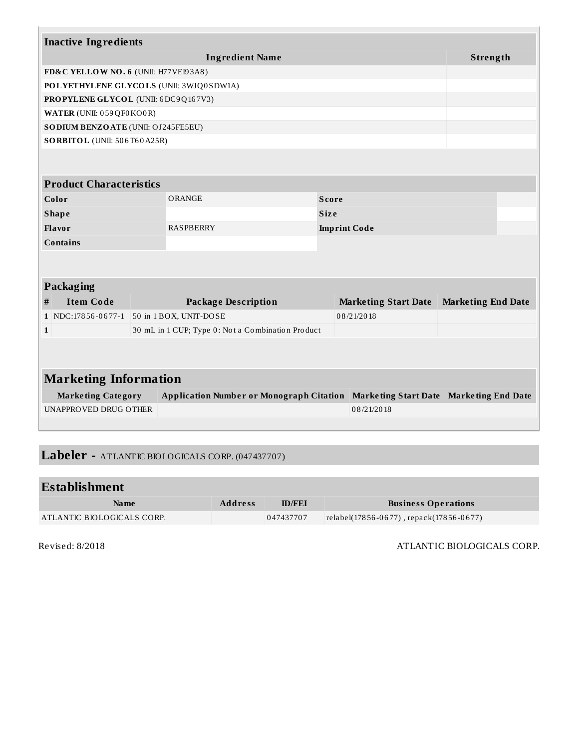| Inactive Ingredients | |
|---|---|
| **Ingredient Name** | **Strength** |
| **FD&C YELLOW NO. 6** (UNII: H77VEI93A8) | |
| **POLYETHYLENE GLYCOLS** (UNII: 3WJQ0SDW1A) | |
| **PROPYLENE GLYCOL** (UNII: 6DC9Q167V3) | |
| **WATER** (UNII: 059QF0KO0R) | |
| **SODIUM BENZOATE** (UNII: OJ245FE5EU) | |
| **SORBITOL** (UNII: 506T60A25R) | |

| Product Characteristics | | | |
|---|---|---|---|
| **Color** | ORANGE | **Score** | |
| **Shape** | | **Size** | |
| **Flavor** | RASPBERRY | **Imprint Code** | |
| **Contains** | | | |

| Packaging | | | | |
|---|---|---|---|---|
| **#** | **Item Code** | **Package Description** | **Marketing Start Date** | **Marketing End Date** |
| 1 | NDC:17856-0677-1 | 50 in 1 BOX, UNIT-DOSE | 08/21/2018 | |
| 1 | | 30 mL in 1 CUP; Type 0: Not a Combination Product | | |

| Marketing Information | | | |
|---|---|---|---|
| **Marketing Category** | **Application Number or Monograph Citation** | **Marketing Start Date** | **Marketing End Date** |
| UNAPPROVED DRUG OTHER | | 08/21/2018 | |

## Labeler - ATLANTIC BIOLOGICALS CORP. (047437707)

| Establishment | | | |
|---|---|---|---|
| **Name** | **Address** | **ID/FEI** | **Business Operations** |
| ATLANTIC BIOLOGICALS CORP. | | 047437707 | relabel(17856-0677) , repack(17856-0677) |

Revised: 8/2018

ATLANTIC BIOLOGICALS CORP.